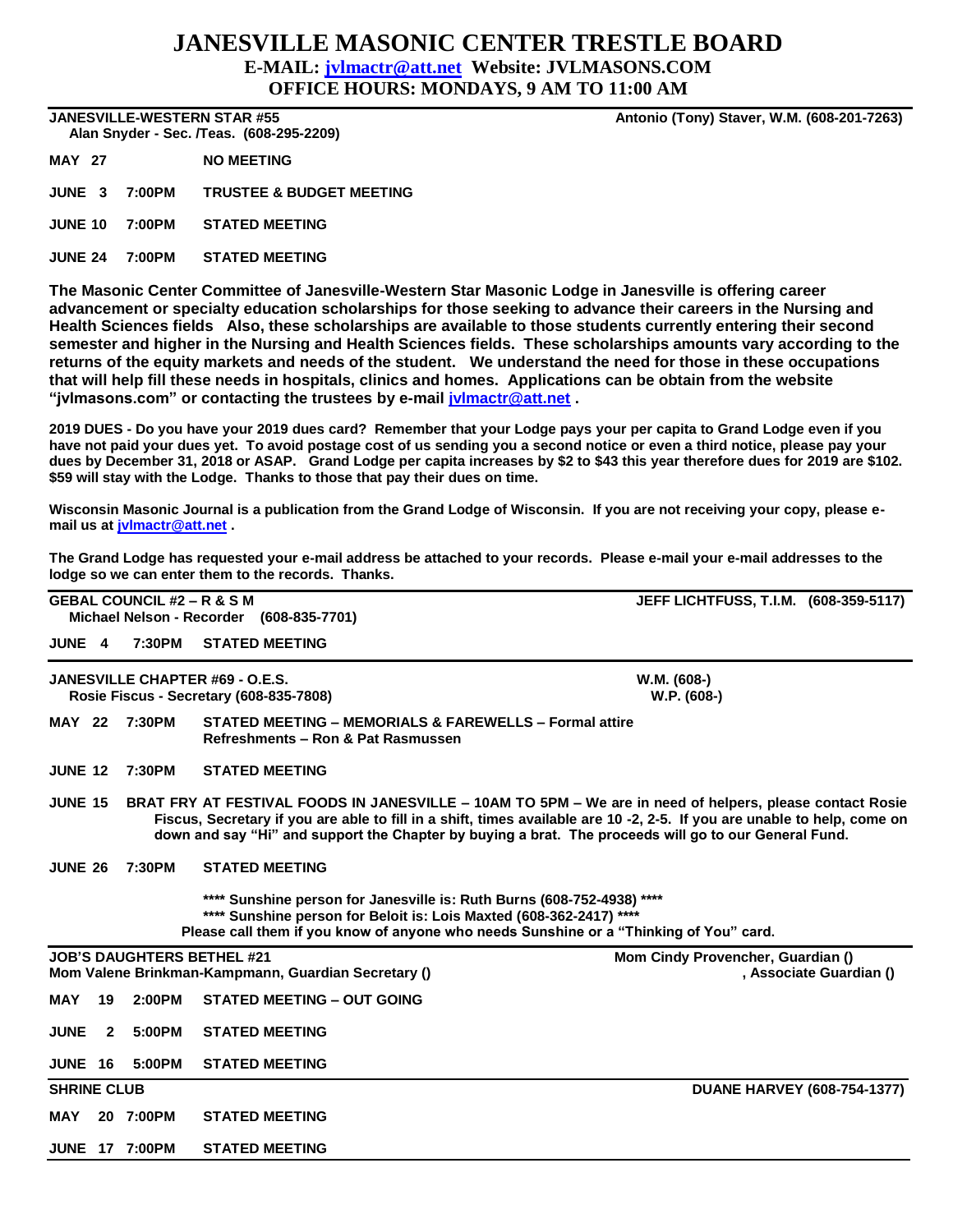# JANESVILLE MASONIC CENTER TRESTLE BOARD

**E-MAIL: jvlmactr@att.net Website: JVLMASONS.COM**

**OFFICE HOURS: MONDAYS, 9 AM TO 11:00 AM**

---

**JANESVILLE-WESTERN STAR #55** — **Antonio (Tony) Staver, W.M. (608-201-7263)**
**Alan Snyder - Sec. /Teas. (608-295-2209)**

| | | |
|---|---|---|
| **MAY 27** | | **NO MEETING** |
| **JUNE 3** | **7:00PM** | **TRUSTEE & BUDGET MEETING** |
| **JUNE 10** | **7:00PM** | **STATED MEETING** |
| **JUNE 24** | **7:00PM** | **STATED MEETING** |

**The Masonic Center Committee of Janesville-Western Star Masonic Lodge in Janesville is offering career advancement or specialty education scholarships for those seeking to advance their careers in the Nursing and Health Sciences fields Also, these scholarships are available to those students currently entering their second semester and higher in the Nursing and Health Sciences fields. These scholarships amounts vary according to the returns of the equity markets and needs of the student. We understand the need for those in these occupations that will help fill these needs in hospitals, clinics and homes. Applications can be obtain from the website "jvlmasons.com" or contacting the trustees by e-mail jvlmactr@att.net .**

**2019 DUES - Do you have your 2019 dues card? Remember that your Lodge pays your per capita to Grand Lodge even if you have not paid your dues yet. To avoid postage cost of us sending you a second notice or even a third notice, please pay your dues by December 31, 2018 or ASAP. Grand Lodge per capita increases by $2 to $43 this year therefore dues for 2019 are $102. $59 will stay with the Lodge. Thanks to those that pay their dues on time.**

**Wisconsin Masonic Journal is a publication from the Grand Lodge of Wisconsin. If you are not receiving your copy, please e-mail us at jvlmactr@att.net .**

**The Grand Lodge has requested your e-mail address be attached to your records. Please e-mail your e-mail addresses to the lodge so we can enter them to the records. Thanks.**

---

**GEBAL COUNCIL #2 – R & S M** — **JEFF LICHTFUSS, T.I.M. (608-359-5117)**
**Michael Nelson - Recorder (608-835-7701)**

| | | |
|---|---|---|
| **JUNE 4** | **7:30PM** | **STATED MEETING** |

---

**JANESVILLE CHAPTER #69 - O.E.S.** — **W.M. (608-)** **W.P. (608-)**
**Rosie Fiscus - Secretary (608-835-7808)**

| | | |
|---|---|---|
| **MAY 22** | **7:30PM** | **STATED MEETING – MEMORIALS & FAREWELLS – Formal attire Refreshments – Ron & Pat Rasmussen** |
| **JUNE 12** | **7:30PM** | **STATED MEETING** |

**JUNE 15 BRAT FRY AT FESTIVAL FOODS IN JANESVILLE – 10AM TO 5PM – We are in need of helpers, please contact Rosie Fiscus, Secretary if you are able to fill in a shift, times available are 10 -2, 2-5. If you are unable to help, come on down and say "Hi" and support the Chapter by buying a brat. The proceeds will go to our General Fund.**

| | | |
|---|---|---|
| **JUNE 26** | **7:30PM** | **STATED MEETING** |

**\*\*\*\* Sunshine person for Janesville is: Ruth Burns (608-752-4938) \*\*\*\***
**\*\*\*\* Sunshine person for Beloit is: Lois Maxted (608-362-2417) \*\*\*\***
**Please call them if you know of anyone who needs Sunshine or a "Thinking of You" card.**

---

**JOB'S DAUGHTERS BETHEL #21** — **Mom Cindy Provencher, Guardian ()**
**Mom Valene Brinkman-Kampmann, Guardian Secretary ()** — **, Associate Guardian ()**

| | | |
|---|---|---|
| **MAY 19** | **2:00PM** | **STATED MEETING – OUT GOING** |
| **JUNE 2** | **5:00PM** | **STATED MEETING** |
| **JUNE 16** | **5:00PM** | **STATED MEETING** |

---

**SHRINE CLUB** — **DUANE HARVEY (608-754-1377)**

| | | |
|---|---|---|
| **MAY 20** | **7:00PM** | **STATED MEETING** |
| **JUNE 17** | **7:00PM** | **STATED MEETING** |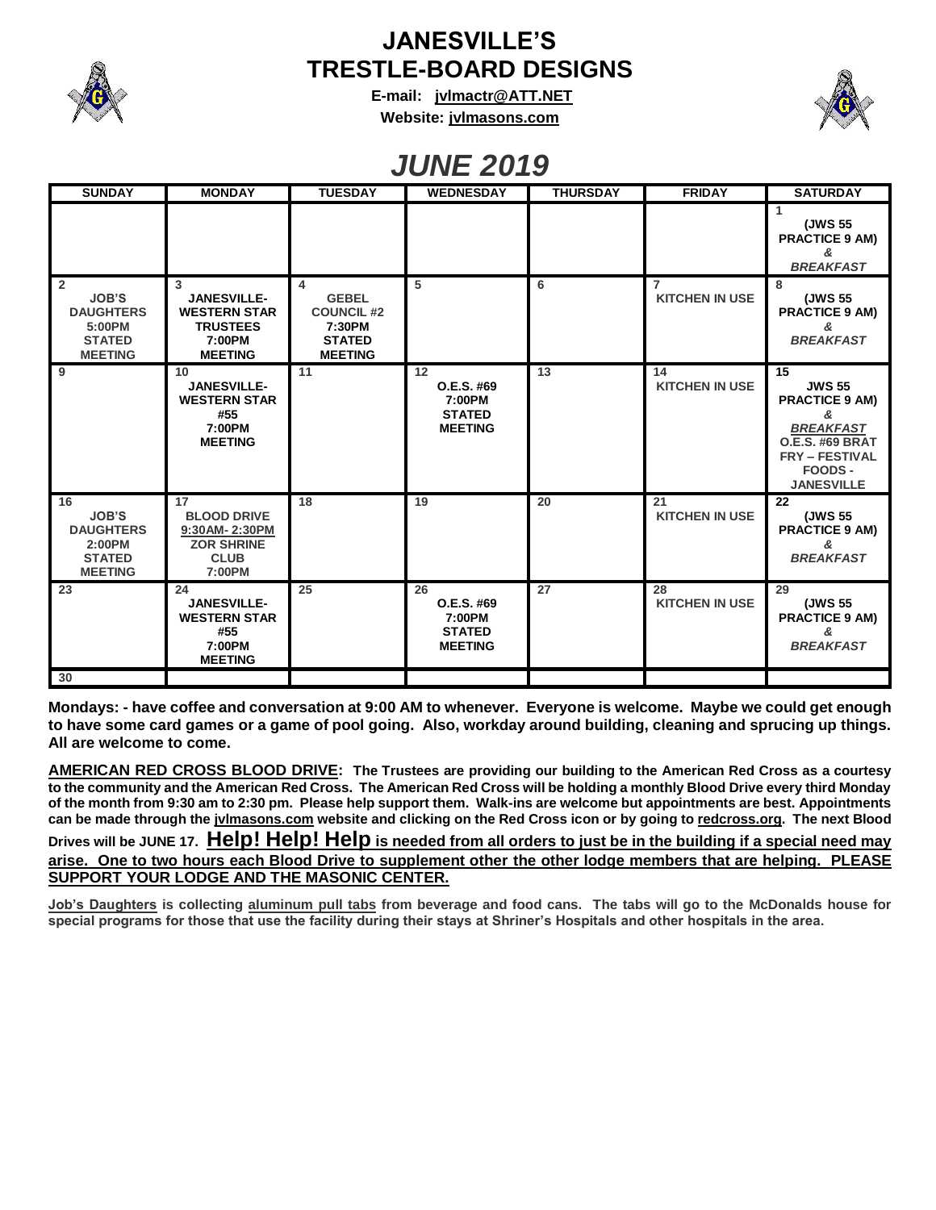# JANESVILLE'S TRESTLE-BOARD DESIGNS

**E-mail: jvlmactr@ATT.NET**

**Website: jvlmasons.com**

## *JUNE 2019*

| SUNDAY | MONDAY | TUESDAY | WEDNESDAY | THURSDAY | FRIDAY | SATURDAY |
|---|---|---|---|---|---|---|
| | | | | | | 1 (JWS 55 PRACTICE 9 AM) & *BREAKFAST* |
| 2 JOB'S DAUGHTERS 5:00PM STATED MEETING | 3 JANESVILLE-WESTERN STAR TRUSTEES 7:00PM MEETING | 4 GEBEL COUNCIL #2 7:30PM STATED MEETING | 5 | 6 | 7 KITCHEN IN USE | 8 (JWS 55 PRACTICE 9 AM) & *BREAKFAST* |
| 9 | 10 JANESVILLE-WESTERN STAR #55 7:00PM MEETING | 11 | 12 O.E.S. #69 7:00PM STATED MEETING | 13 | 14 KITCHEN IN USE | 15 JWS 55 PRACTICE 9 AM) & *BREAKFAST* O.E.S. #69 BRAT FRY – FESTIVAL FOODS - JANESVILLE |
| 16 JOB'S DAUGHTERS 2:00PM STATED MEETING | 17 BLOOD DRIVE 9:30AM- 2:30PM ZOR SHRINE CLUB 7:00PM | 18 | 19 | 20 | 21 KITCHEN IN USE | 22 (JWS 55 PRACTICE 9 AM) & *BREAKFAST* |
| 23 | 24 JANESVILLE-WESTERN STAR #55 7:00PM MEETING | 25 | 26 O.E.S. #69 7:00PM STATED MEETING | 27 | 28 KITCHEN IN USE | 29 (JWS 55 PRACTICE 9 AM) & *BREAKFAST* |
| 30 | | | | | | |

**Mondays: - have coffee and conversation at 9:00 AM to whenever. Everyone is welcome. Maybe we could get enough to have some card games or a game of pool going. Also, workday around building, cleaning and sprucing up things. All are welcome to come.**

**AMERICAN RED CROSS BLOOD DRIVE: The Trustees are providing our building to the American Red Cross as a courtesy to the community and the American Red Cross. The American Red Cross will be holding a monthly Blood Drive every third Monday of the month from 9:30 am to 2:30 pm. Please help support them. Walk-ins are welcome but appointments are best. Appointments can be made through the jvlmasons.com website and clicking on the Red Cross icon or by going to redcross.org. The next Blood Drives will be JUNE 17. Help! Help! Help is needed from all orders to just be in the building if a special need may arise. One to two hours each Blood Drive to supplement other the other lodge members that are helping. PLEASE SUPPORT YOUR LODGE AND THE MASONIC CENTER.**

**Job's Daughters is collecting aluminum pull tabs from beverage and food cans. The tabs will go to the McDonalds house for special programs for those that use the facility during their stays at Shriner's Hospitals and other hospitals in the area.**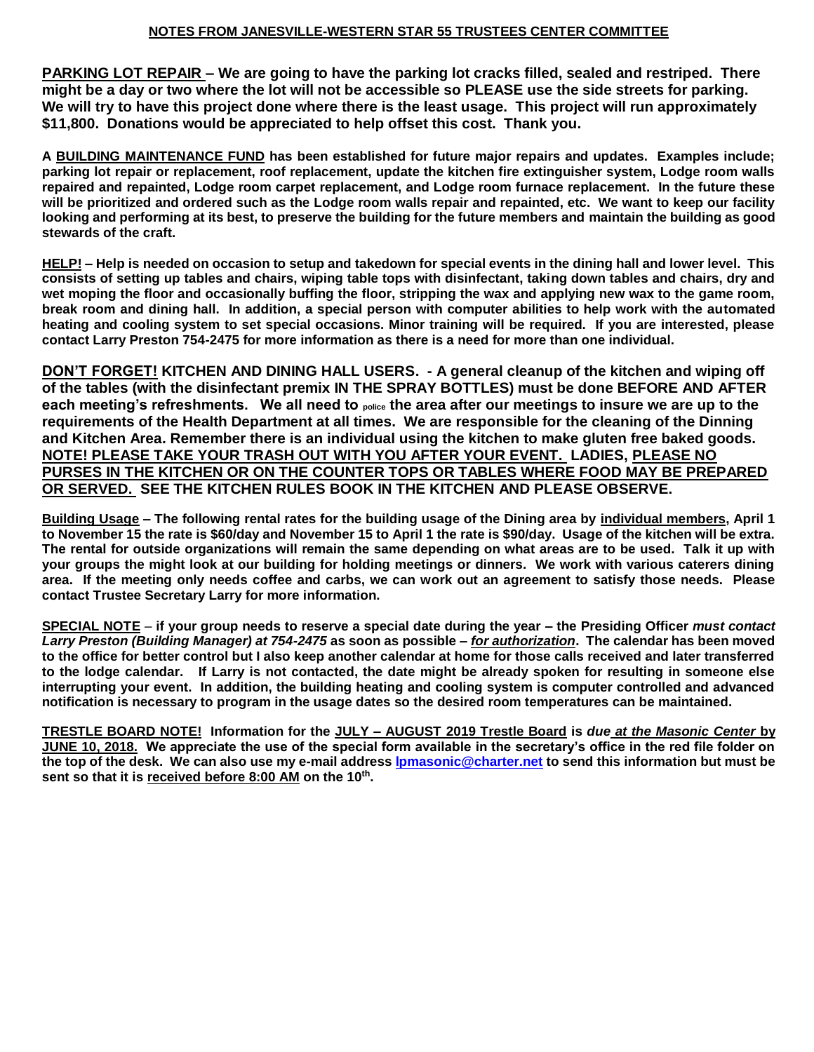## NOTES FROM JANESVILLE-WESTERN STAR 55 TRUSTEES CENTER COMMITTEE

**PARKING LOT REPAIR – We are going to have the parking lot cracks filled, sealed and restriped. There might be a day or two where the lot will not be accessible so PLEASE use the side streets for parking. We will try to have this project done where there is the least usage. This project will run approximately $11,800. Donations would be appreciated to help offset this cost. Thank you.**

**A BUILDING MAINTENANCE FUND has been established for future major repairs and updates. Examples include; parking lot repair or replacement, roof replacement, update the kitchen fire extinguisher system, Lodge room walls repaired and repainted, Lodge room carpet replacement, and Lodge room furnace replacement. In the future these will be prioritized and ordered such as the Lodge room walls repair and repainted, etc. We want to keep our facility looking and performing at its best, to preserve the building for the future members and maintain the building as good stewards of the craft.**

**HELP! – Help is needed on occasion to setup and takedown for special events in the dining hall and lower level. This consists of setting up tables and chairs, wiping table tops with disinfectant, taking down tables and chairs, dry and wet moping the floor and occasionally buffing the floor, stripping the wax and applying new wax to the game room, break room and dining hall. In addition, a special person with computer abilities to help work with the automated heating and cooling system to set special occasions. Minor training will be required. If you are interested, please contact Larry Preston 754-2475 for more information as there is a need for more than one individual.**

**DON'T FORGET! KITCHEN AND DINING HALL USERS. - A general cleanup of the kitchen and wiping off of the tables (with the disinfectant premix IN THE SPRAY BOTTLES) must be done BEFORE AND AFTER each meeting's refreshments. We all need to police the area after our meetings to insure we are up to the requirements of the Health Department at all times. We are responsible for the cleaning of the Dinning and Kitchen Area. Remember there is an individual using the kitchen to make gluten free baked goods. NOTE! PLEASE TAKE YOUR TRASH OUT WITH YOU AFTER YOUR EVENT. LADIES, PLEASE NO PURSES IN THE KITCHEN OR ON THE COUNTER TOPS OR TABLES WHERE FOOD MAY BE PREPARED OR SERVED. SEE THE KITCHEN RULES BOOK IN THE KITCHEN AND PLEASE OBSERVE.**

**Building Usage – The following rental rates for the building usage of the Dining area by individual members, April 1 to November 15 the rate is $60/day and November 15 to April 1 the rate is $90/day. Usage of the kitchen will be extra. The rental for outside organizations will remain the same depending on what areas are to be used. Talk it up with your groups the might look at our building for holding meetings or dinners. We work with various caterers dining area. If the meeting only needs coffee and carbs, we can work out an agreement to satisfy those needs. Please contact Trustee Secretary Larry for more information.**

**SPECIAL NOTE – if your group needs to reserve a special date during the year – the Presiding Officer *must contact Larry Preston (Building Manager) at 754-2475* as soon as possible – *for authorization*. The calendar has been moved to the office for better control but I also keep another calendar at home for those calls received and later transferred to the lodge calendar. If Larry is not contacted, the date might be already spoken for resulting in someone else interrupting your event. In addition, the building heating and cooling system is computer controlled and advanced notification is necessary to program in the usage dates so the desired room temperatures can be maintained.**

**TRESTLE BOARD NOTE! Information for the JULY – AUGUST 2019 Trestle Board is *due at the Masonic Center* by JUNE 10, 2018. We appreciate the use of the special form available in the secretary's office in the red file folder on the top of the desk. We can also use my e-mail address lpmasonic@charter.net to send this information but must be sent so that it is received before 8:00 AM on the 10th.**